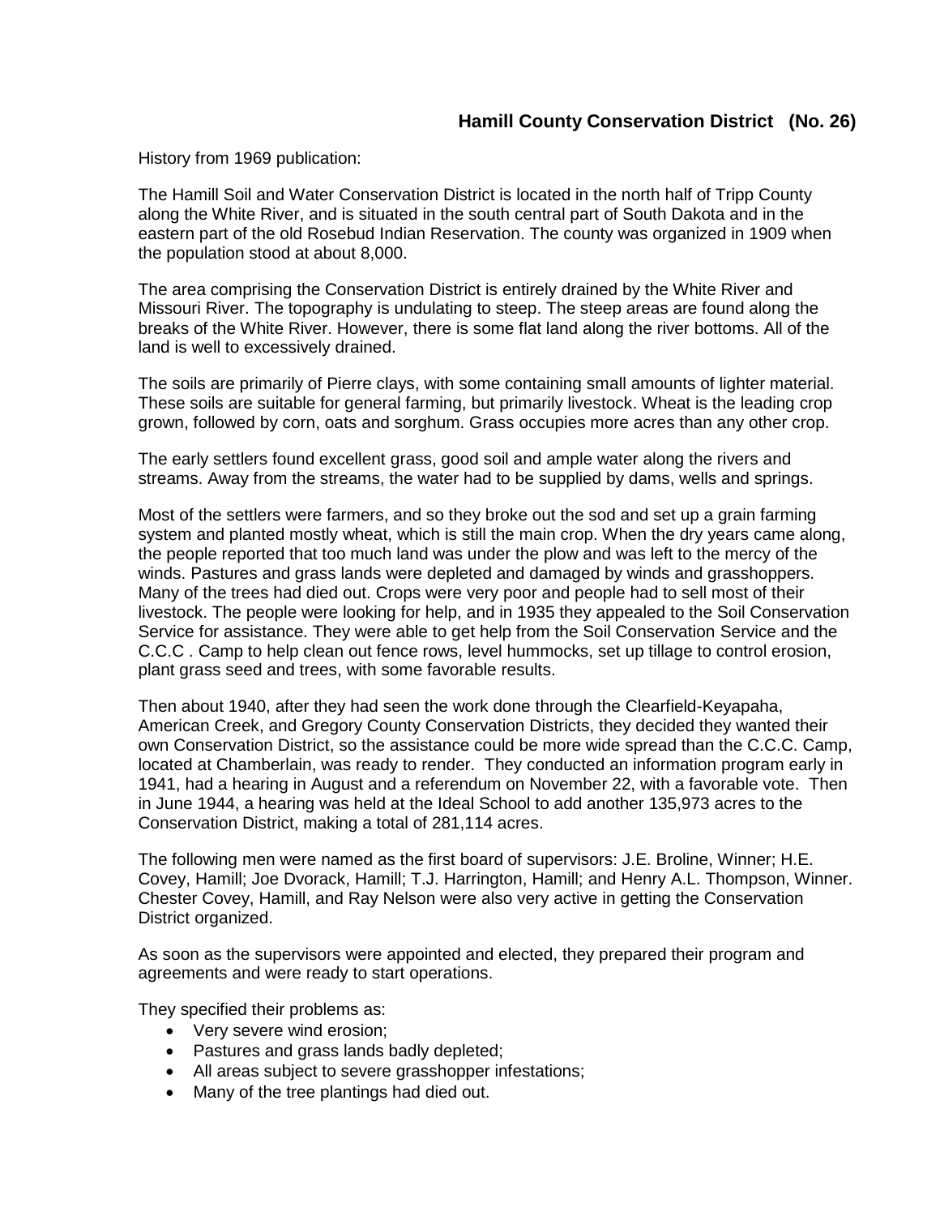## Hamill County Conservation District (No. 26)

History from 1969 publication:

The Hamill Soil and Water Conservation District is located in the north half of Tripp County along the White River, and is situated in the south central part of South Dakota and in the eastern part of the old Rosebud Indian Reservation. The county was organized in 1909 when the population stood at about 8,000.

The area comprising the Conservation District is entirely drained by the White River and Missouri River. The topography is undulating to steep. The steep areas are found along the breaks of the White River. However, there is some flat land along the river bottoms. All of the land is well to excessively drained.

The soils are primarily of Pierre clays, with some containing small amounts of lighter material. These soils are suitable for general farming, but primarily livestock. Wheat is the leading crop grown, followed by corn, oats and sorghum. Grass occupies more acres than any other crop.

The early settlers found excellent grass, good soil and ample water along the rivers and streams. Away from the streams, the water had to be supplied by dams, wells and springs.

Most of the settlers were farmers, and so they broke out the sod and set up a grain farming system and planted mostly wheat, which is still the main crop. When the dry years came along, the people reported that too much land was under the plow and was left to the mercy of the winds. Pastures and grass lands were depleted and damaged by winds and grasshoppers. Many of the trees had died out. Crops were very poor and people had to sell most of their livestock. The people were looking for help, and in 1935 they appealed to the Soil Conservation Service for assistance. They were able to get help from the Soil Conservation Service and the C.C.C . Camp to help clean out fence rows, level hummocks, set up tillage to control erosion, plant grass seed and trees, with some favorable results.

Then about 1940, after they had seen the work done through the Clearfield-Keyapaha, American Creek, and Gregory County Conservation Districts, they decided they wanted their own Conservation District, so the assistance could be more wide spread than the C.C.C. Camp, located at Chamberlain, was ready to render. They conducted an information program early in 1941, had a hearing in August and a referendum on November 22, with a favorable vote. Then in June 1944, a hearing was held at the Ideal School to add another 135,973 acres to the Conservation District, making a total of 281,114 acres.

The following men were named as the first board of supervisors: J.E. Broline, Winner; H.E. Covey, Hamill; Joe Dvorack, Hamill; T.J. Harrington, Hamill; and Henry A.L. Thompson, Winner. Chester Covey, Hamill, and Ray Nelson were also very active in getting the Conservation District organized.

As soon as the supervisors were appointed and elected, they prepared their program and agreements and were ready to start operations.

They specified their problems as:

- Very severe wind erosion;
- Pastures and grass lands badly depleted;
- All areas subject to severe grasshopper infestations;
- Many of the tree plantings had died out.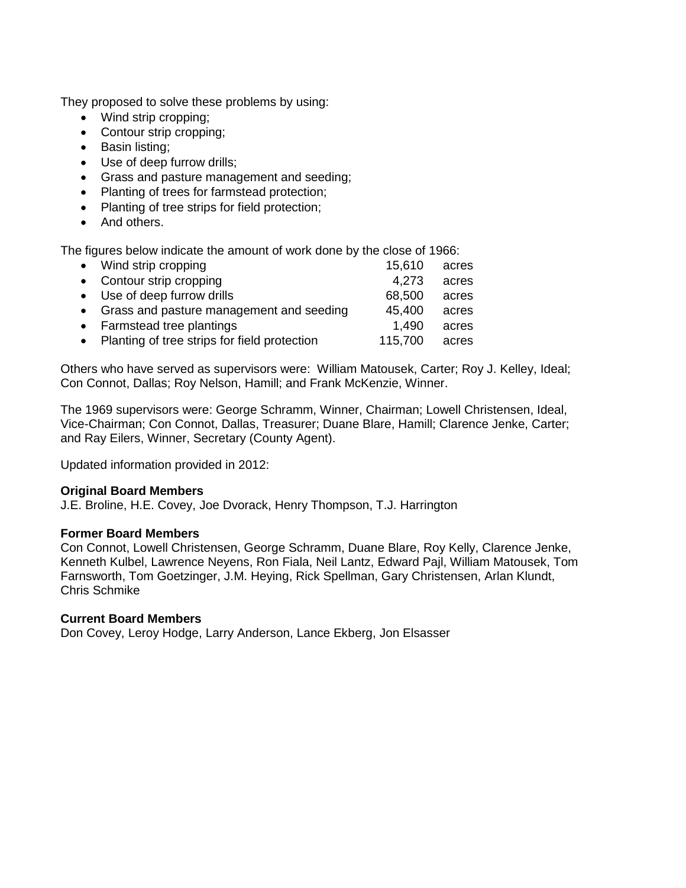They proposed to solve these problems by using:

- Wind strip cropping;
- Contour strip cropping;
- Basin listing;
- Use of deep furrow drills;
- Grass and pasture management and seeding;
- Planting of trees for farmstead protection;
- Planting of tree strips for field protection;
- And others.

The figures below indicate the amount of work done by the close of 1966:

| | | |
|---|---|---|
| • Wind strip cropping | 15,610 | acres |
| • Contour strip cropping | 4,273 | acres |
| • Use of deep furrow drills | 68,500 | acres |
| • Grass and pasture management and seeding | 45,400 | acres |
| • Farmstead tree plantings | 1,490 | acres |
| • Planting of tree strips for field protection | 115,700 | acres |

Others who have served as supervisors were: William Matousek, Carter; Roy J. Kelley, Ideal; Con Connot, Dallas; Roy Nelson, Hamill; and Frank McKenzie, Winner.

The 1969 supervisors were: George Schramm, Winner, Chairman; Lowell Christensen, Ideal, Vice-Chairman; Con Connot, Dallas, Treasurer; Duane Blare, Hamill; Clarence Jenke, Carter; and Ray Eilers, Winner, Secretary (County Agent).

Updated information provided in 2012:

**Original Board Members**
J.E. Broline, H.E. Covey, Joe Dvorack, Henry Thompson, T.J. Harrington

**Former Board Members**
Con Connot, Lowell Christensen, George Schramm, Duane Blare, Roy Kelly, Clarence Jenke, Kenneth Kulbel, Lawrence Neyens, Ron Fiala, Neil Lantz, Edward Pajl, William Matousek, Tom Farnsworth, Tom Goetzinger, J.M. Heying, Rick Spellman, Gary Christensen, Arlan Klundt, Chris Schmike

**Current Board Members**
Don Covey, Leroy Hodge, Larry Anderson, Lance Ekberg, Jon Elsasser